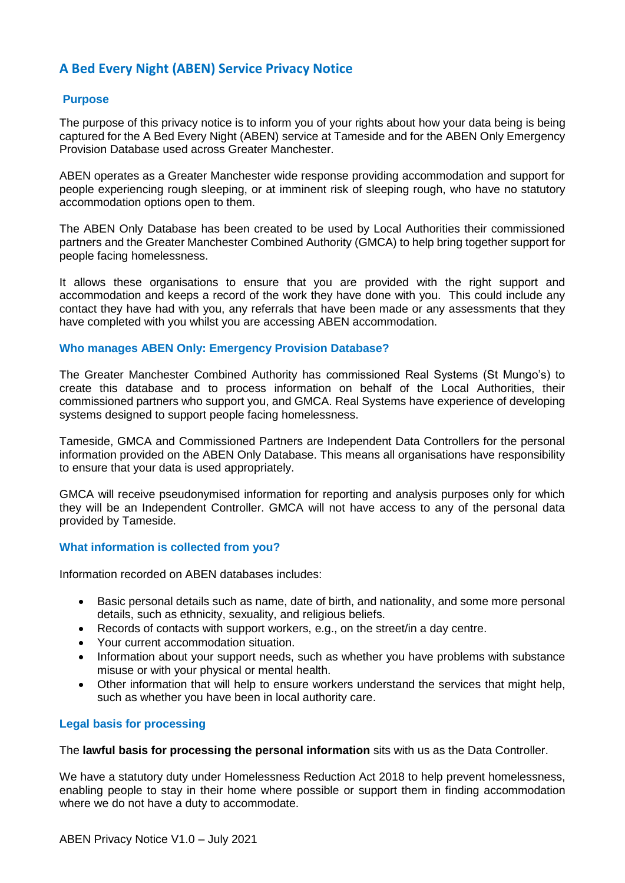## A Bed Every Night (ABEN) Service Privacy Notice

### Purpose

The purpose of this privacy notice is to inform you of your rights about how your data being is being captured for the A Bed Every Night (ABEN) service at Tameside and for the ABEN Only Emergency Provision Database used across Greater Manchester.

ABEN operates as a Greater Manchester wide response providing accommodation and support for people experiencing rough sleeping, or at imminent risk of sleeping rough, who have no statutory accommodation options open to them.

The ABEN Only Database has been created to be used by Local Authorities their commissioned partners and the Greater Manchester Combined Authority (GMCA) to help bring together support for people facing homelessness.

It allows these organisations to ensure that you are provided with the right support and accommodation and keeps a record of the work they have done with you. This could include any contact they have had with you, any referrals that have been made or any assessments that they have completed with you whilst you are accessing ABEN accommodation.

### Who manages ABEN Only: Emergency Provision Database?

The Greater Manchester Combined Authority has commissioned Real Systems (St Mungo's) to create this database and to process information on behalf of the Local Authorities, their commissioned partners who support you, and GMCA. Real Systems have experience of developing systems designed to support people facing homelessness.

Tameside, GMCA and Commissioned Partners are Independent Data Controllers for the personal information provided on the ABEN Only Database. This means all organisations have responsibility to ensure that your data is used appropriately.

GMCA will receive pseudonymised information for reporting and analysis purposes only for which they will be an Independent Controller. GMCA will not have access to any of the personal data provided by Tameside.

### What information is collected from you?

Information recorded on ABEN databases includes:

- Basic personal details such as name, date of birth, and nationality, and some more personal details, such as ethnicity, sexuality, and religious beliefs.
- Records of contacts with support workers, e.g., on the street/in a day centre.
- Your current accommodation situation.
- Information about your support needs, such as whether you have problems with substance misuse or with your physical or mental health.
- Other information that will help to ensure workers understand the services that might help, such as whether you have been in local authority care.

### Legal basis for processing

The **lawful basis for processing the personal information** sits with us as the Data Controller.

We have a statutory duty under Homelessness Reduction Act 2018 to help prevent homelessness, enabling people to stay in their home where possible or support them in finding accommodation where we do not have a duty to accommodate.

ABEN Privacy Notice V1.0 – July 2021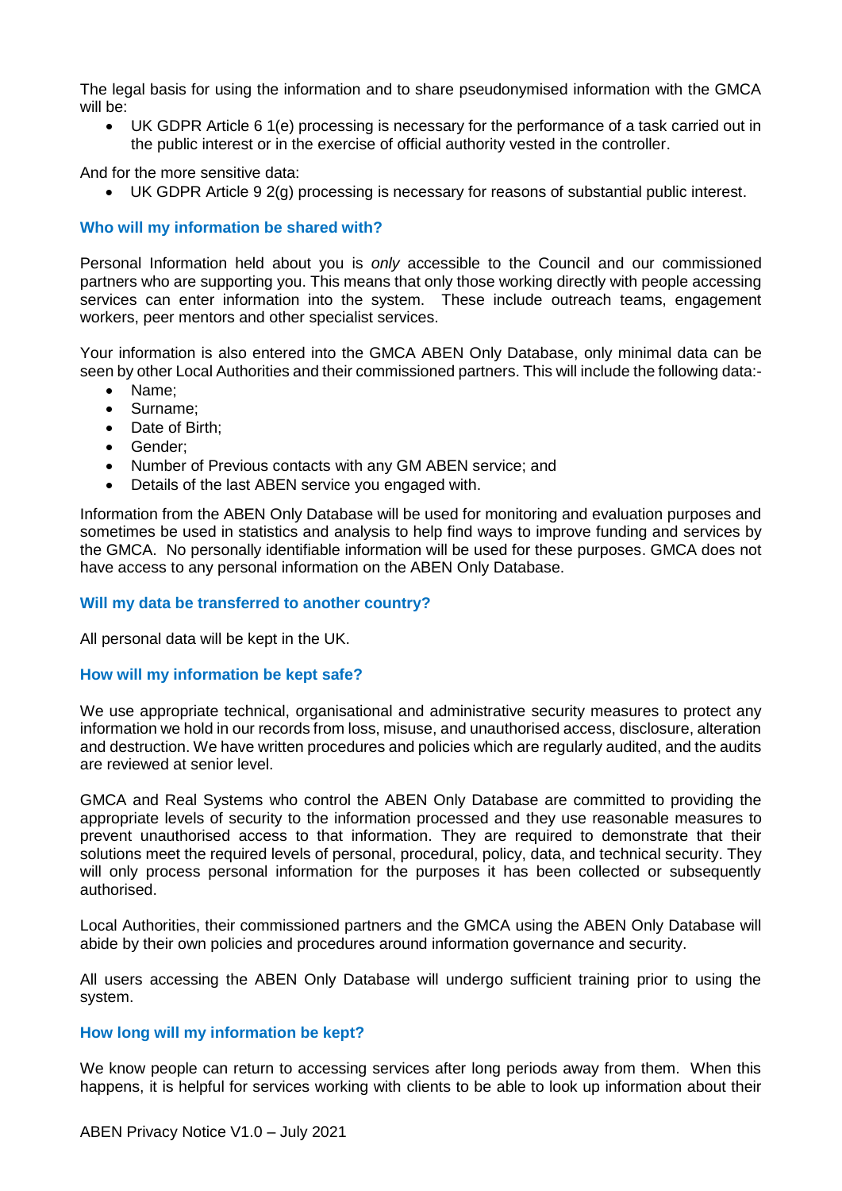The legal basis for using the information and to share pseudonymised information with the GMCA will be:

- UK GDPR Article 6 1(e) processing is necessary for the performance of a task carried out in the public interest or in the exercise of official authority vested in the controller.

And for the more sensitive data:

- UK GDPR Article 9 2(g) processing is necessary for reasons of substantial public interest.

### Who will my information be shared with?

Personal Information held about you is *only* accessible to the Council and our commissioned partners who are supporting you. This means that only those working directly with people accessing services can enter information into the system. These include outreach teams, engagement workers, peer mentors and other specialist services.

Your information is also entered into the GMCA ABEN Only Database, only minimal data can be seen by other Local Authorities and their commissioned partners. This will include the following data:-

- Name;
- Surname;
- Date of Birth;
- Gender;
- Number of Previous contacts with any GM ABEN service; and
- Details of the last ABEN service you engaged with.

Information from the ABEN Only Database will be used for monitoring and evaluation purposes and sometimes be used in statistics and analysis to help find ways to improve funding and services by the GMCA. No personally identifiable information will be used for these purposes. GMCA does not have access to any personal information on the ABEN Only Database.

### Will my data be transferred to another country?

All personal data will be kept in the UK.

### How will my information be kept safe?

We use appropriate technical, organisational and administrative security measures to protect any information we hold in our records from loss, misuse, and unauthorised access, disclosure, alteration and destruction. We have written procedures and policies which are regularly audited, and the audits are reviewed at senior level.

GMCA and Real Systems who control the ABEN Only Database are committed to providing the appropriate levels of security to the information processed and they use reasonable measures to prevent unauthorised access to that information. They are required to demonstrate that their solutions meet the required levels of personal, procedural, policy, data, and technical security. They will only process personal information for the purposes it has been collected or subsequently authorised.

Local Authorities, their commissioned partners and the GMCA using the ABEN Only Database will abide by their own policies and procedures around information governance and security.

All users accessing the ABEN Only Database will undergo sufficient training prior to using the system.

### How long will my information be kept?

We know people can return to accessing services after long periods away from them. When this happens, it is helpful for services working with clients to be able to look up information about their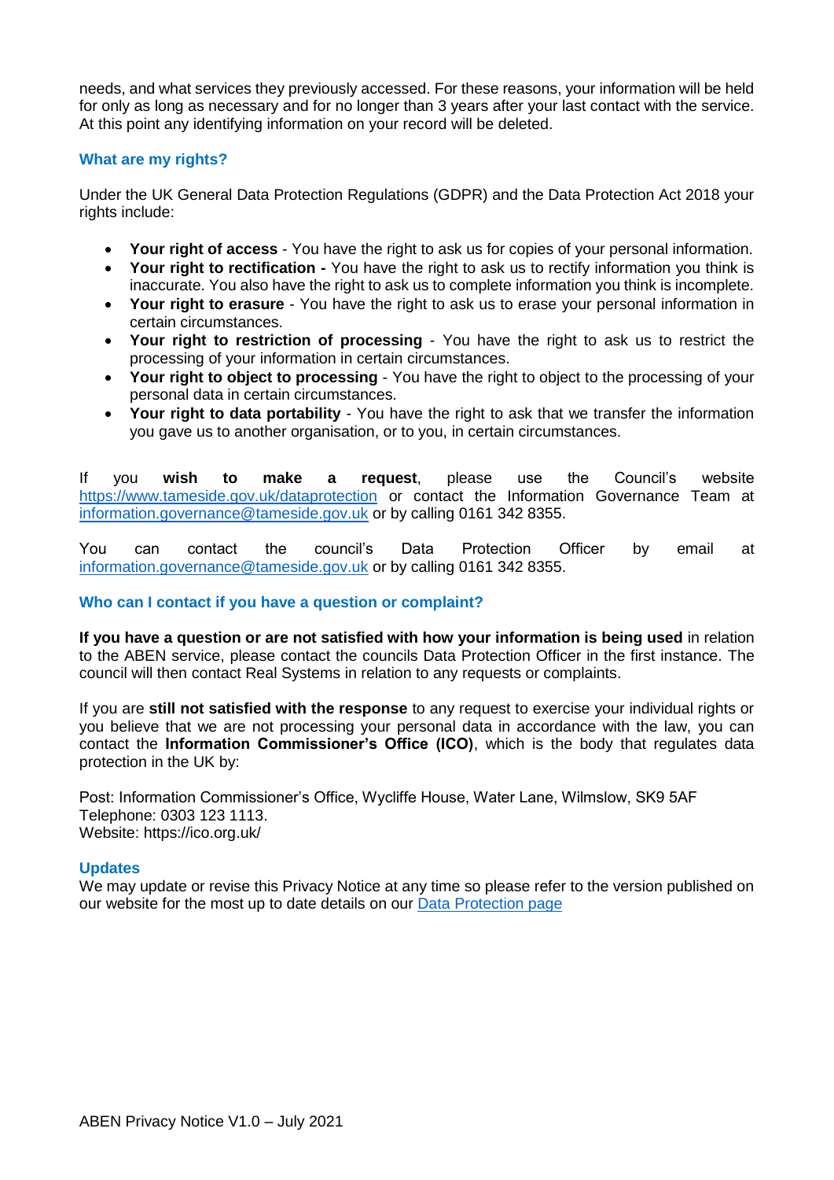needs, and what services they previously accessed. For these reasons, your information will be held for only as long as necessary and for no longer than 3 years after your last contact with the service. At this point any identifying information on your record will be deleted.

### What are my rights?

Under the UK General Data Protection Regulations (GDPR) and the Data Protection Act 2018 your rights include:

- **Your right of access** - You have the right to ask us for copies of your personal information.
- **Your right to rectification -** You have the right to ask us to rectify information you think is inaccurate. You also have the right to ask us to complete information you think is incomplete.
- **Your right to erasure** - You have the right to ask us to erase your personal information in certain circumstances.
- **Your right to restriction of processing** - You have the right to ask us to restrict the processing of your information in certain circumstances.
- **Your right to object to processing** - You have the right to object to the processing of your personal data in certain circumstances.
- **Your right to data portability** - You have the right to ask that we transfer the information you gave us to another organisation, or to you, in certain circumstances.

If you **wish to make a request**, please use the Council's website https://www.tameside.gov.uk/dataprotection or contact the Information Governance Team at information.governance@tameside.gov.uk or by calling 0161 342 8355.

You can contact the council's Data Protection Officer by email at information.governance@tameside.gov.uk or by calling 0161 342 8355.

### Who can I contact if you have a question or complaint?

**If you have a question or are not satisfied with how your information is being used** in relation to the ABEN service, please contact the councils Data Protection Officer in the first instance. The council will then contact Real Systems in relation to any requests or complaints.

If you are **still not satisfied with the response** to any request to exercise your individual rights or you believe that we are not processing your personal data in accordance with the law, you can contact the **Information Commissioner's Office (ICO)**, which is the body that regulates data protection in the UK by:

Post: Information Commissioner's Office, Wycliffe House, Water Lane, Wilmslow, SK9 5AF
Telephone: 0303 123 1113.
Website: https://ico.org.uk/

### Updates

We may update or revise this Privacy Notice at any time so please refer to the version published on our website for the most up to date details on our Data Protection page

ABEN Privacy Notice V1.0 – July 2021